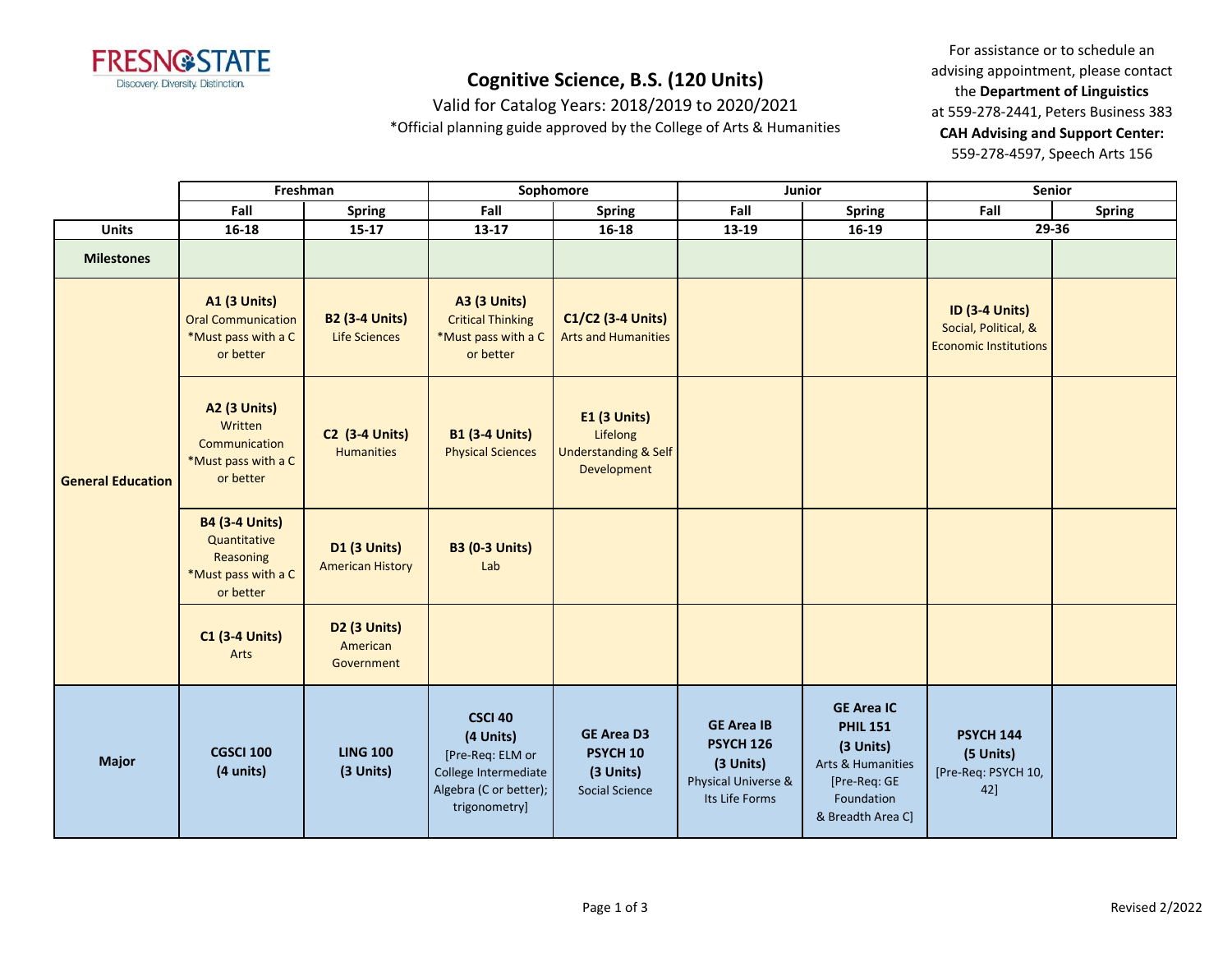FRESNO STATE
Discovery. Diversity. Distinction.

# Cognitive Science, B.S. (120 Units)

Valid for Catalog Years: 2018/2019 to 2020/2021

*Official planning guide approved by the College of Arts & Humanities

For assistance or to schedule an advising appointment, please contact the **Department of Linguistics** at 559-278-2441, Peters Business 383
**CAH Advising and Support Center:** 559-278-4597, Speech Arts 156

| | Freshman | | Sophomore | | Junior | | Senior | |
|---|---|---|---|---|---|---|---|---|
| | Fall | Spring | Fall | Spring | Fall | Spring | Fall | Spring |
| **Units** | 16-18 | 15-17 | 13-17 | 16-18 | 13-19 | 16-19 | 29-36 | |
| **Milestones** | | | | | | | | |
| **General Education** | **A1 (3 Units)** Oral Communication *Must pass with a C or better | **B2 (3-4 Units)** Life Sciences | **A3 (3 Units)** Critical Thinking *Must pass with a C or better | **C1/C2 (3-4 Units)** Arts and Humanities | | | **ID (3-4 Units)** Social, Political, & Economic Institutions | |
| | **A2 (3 Units)** Written Communication *Must pass with a C or better | **C2 (3-4 Units)** Humanities | **B1 (3-4 Units)** Physical Sciences | **E1 (3 Units)** Lifelong Understanding & Self Development | | | | |
| | **B4 (3-4 Units)** Quantitative Reasoning *Must pass with a C or better | **D1 (3 Units)** American History | **B3 (0-3 Units)** Lab | | | | | |
| | **C1 (3-4 Units)** Arts | **D2 (3 Units)** American Government | | | | | | |
| **Major** | **CGSCI 100 (4 units)** | **LING 100 (3 Units)** | **CSCI 40 (4 Units)** [Pre-Req: ELM or College Intermediate Algebra (C or better); trigonometry] | **GE Area D3 PSYCH 10 (3 Units)** Social Science | **GE Area IB PSYCH 126 (3 Units)** Physical Universe & Its Life Forms | **GE Area IC PHIL 151 (3 Units)** Arts & Humanities [Pre-Req: GE Foundation & Breadth Area C] | **PSYCH 144 (5 Units)** [Pre-Req: PSYCH 10, 42] | |

Revised 2/2022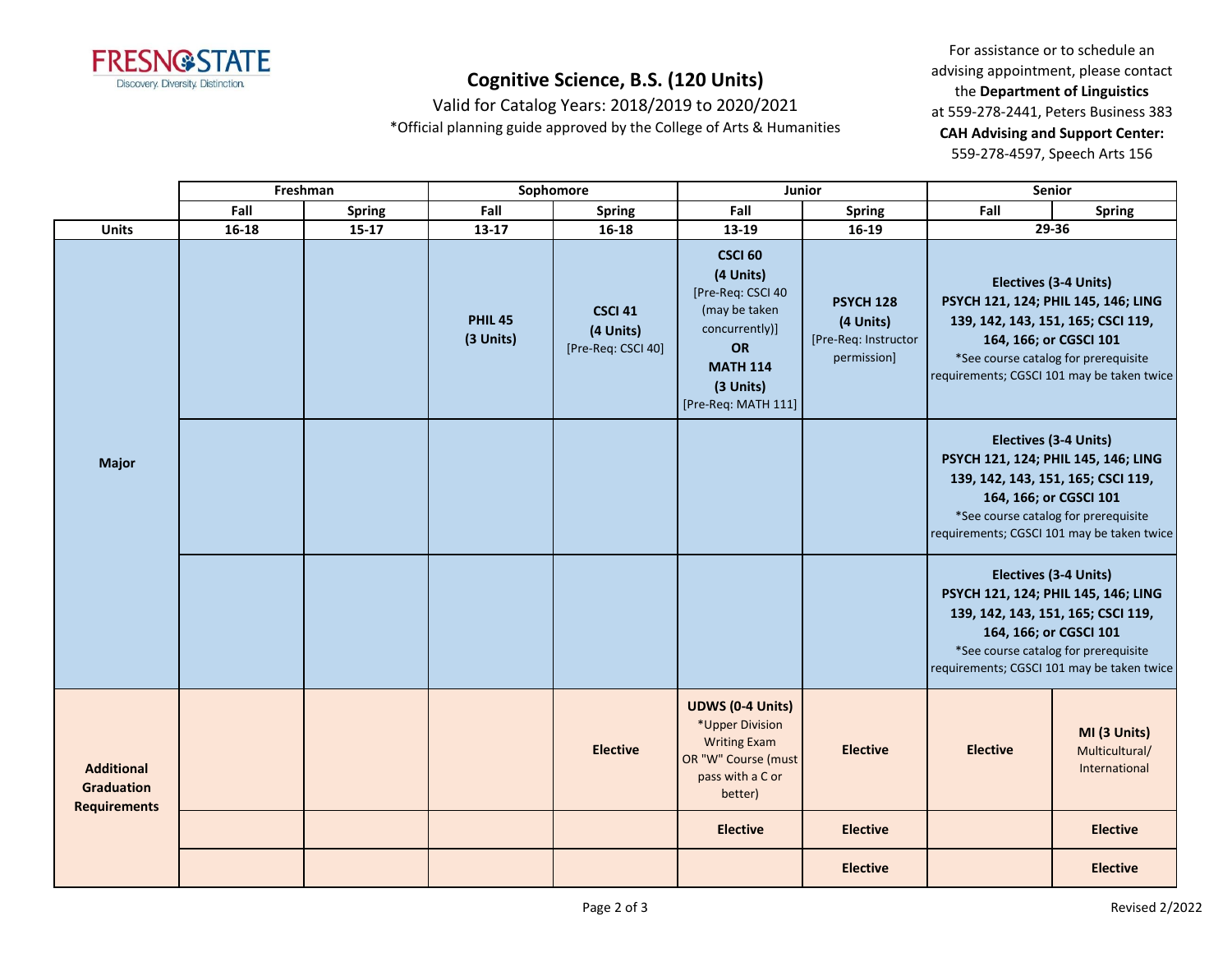# Cognitive Science, B.S. (120 Units)

Valid for Catalog Years: 2018/2019 to 2020/2021

*Official planning guide approved by the College of Arts & Humanities

For assistance or to schedule an advising appointment, please contact the **Department of Linguistics** at 559-278-2441, Peters Business 383

**CAH Advising and Support Center:** 559-278-4597, Speech Arts 156

| | Freshman | | Sophomore | | Junior | | Senior | |
|---|---|---|---|---|---|---|---|---|
| | Fall | Spring | Fall | Spring | Fall | Spring | Fall | Spring |
| **Units** | 16-18 | 15-17 | 13-17 | 16-18 | 13-19 | 16-19 | 29-36 | |
| **Major** | | | **PHIL 45 (3 Units)** | **CSCI 41 (4 Units)** [Pre-Req: CSCI 40] | **CSCI 60 (4 Units)** [Pre-Req: CSCI 40 (may be taken concurrently)] **OR** **MATH 114 (3 Units)** [Pre-Req: MATH 111] | **PSYCH 128 (4 Units)** [Pre-Req: Instructor permission] | **Electives (3-4 Units)** **PSYCH 121, 124; PHIL 145, 146; LING 139, 142, 143, 151, 165; CSCI 119, 164, 166; or CGSCI 101** *See course catalog for prerequisite requirements; CGSCI 101 may be taken twice | |
| | | | | | | | **Electives (3-4 Units)** **PSYCH 121, 124; PHIL 145, 146; LING 139, 142, 143, 151, 165; CSCI 119, 164, 166; or CGSCI 101** *See course catalog for prerequisite requirements; CGSCI 101 may be taken twice | |
| | | | | | | | **Electives (3-4 Units)** **PSYCH 121, 124; PHIL 145, 146; LING 139, 142, 143, 151, 165; CSCI 119, 164, 166; or CGSCI 101** *See course catalog for prerequisite requirements; CGSCI 101 may be taken twice | |
| **Additional Graduation Requirements** | | | | **Elective** | **UDWS (0-4 Units)** *Upper Division Writing Exam OR "W" Course (must pass with a C or better) | **Elective** | **Elective** | **MI (3 Units)** Multicultural/ International |
| | | | | | **Elective** | **Elective** | | **Elective** |
| | | | | | | **Elective** | | **Elective** |

Revised 2/2022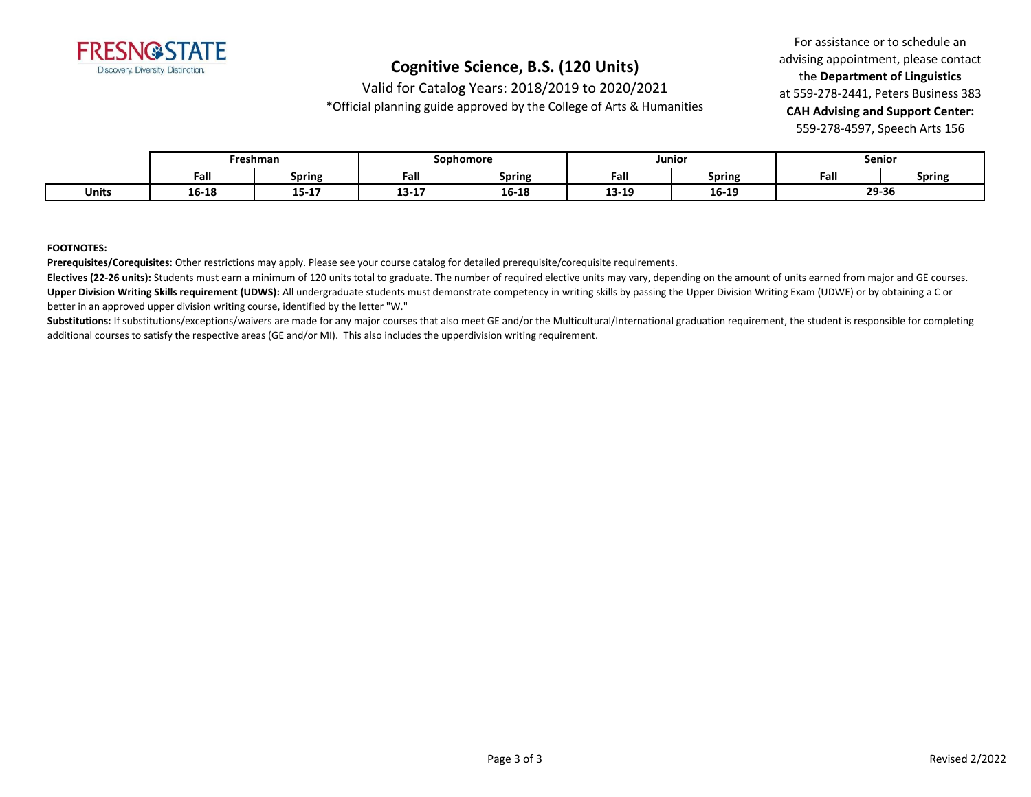# Cognitive Science, B.S. (120 Units)

Valid for Catalog Years: 2018/2019 to 2020/2021

*Official planning guide approved by the College of Arts & Humanities

For assistance or to schedule an advising appointment, please contact the **Department of Linguistics** at 559-278-2441, Peters Business 383

**CAH Advising and Support Center:** 559-278-4597, Speech Arts 156

| | Freshman | | Sophomore | | Junior | | Senior | |
|---|---|---|---|---|---|---|---|---|
| | **Fall** | **Spring** | **Fall** | **Spring** | **Fall** | **Spring** | **Fall** | **Spring** |
| **Units** | **16-18** | **15-17** | **13-17** | **16-18** | **13-19** | **16-19** | **29-36** | |

**FOOTNOTES:**

**Prerequisites/Corequisites:** Other restrictions may apply. Please see your course catalog for detailed prerequisite/corequisite requirements.

**Electives (22-26 units):** Students must earn a minimum of 120 units total to graduate. The number of required elective units may vary, depending on the amount of units earned from major and GE courses.

**Upper Division Writing Skills requirement (UDWS):** All undergraduate students must demonstrate competency in writing skills by passing the Upper Division Writing Exam (UDWE) or by obtaining a C or better in an approved upper division writing course, identified by the letter "W."

**Substitutions:** If substitutions/exceptions/waivers are made for any major courses that also meet GE and/or the Multicultural/International graduation requirement, the student is responsible for completing additional courses to satisfy the respective areas (GE and/or MI). This also includes the upperdivision writing requirement.

Revised 2/2022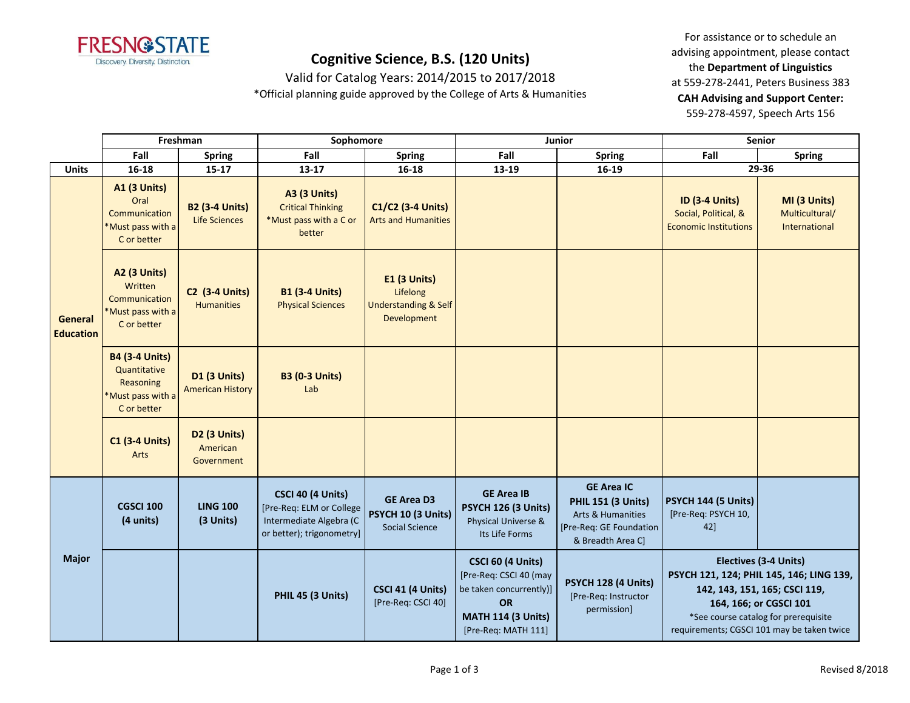# Cognitive Science, B.S. (120 Units)

Valid for Catalog Years: 2014/2015 to 2017/2018

*Official planning guide approved by the College of Arts & Humanities

For assistance or to schedule an advising appointment, please contact the **Department of Linguistics** at 559-278-2441, Peters Business 383

**CAH Advising and Support Center:** 559-278-4597, Speech Arts 156

| | Freshman | | Sophomore | | Junior | | Senior | |
|---|---|---|---|---|---|---|---|---|
| | **Fall** | **Spring** | **Fall** | **Spring** | **Fall** | **Spring** | **Fall** | **Spring** |
| **Units** | **16-18** | **15-17** | **13-17** | **16-18** | **13-19** | **16-19** | **29-36** | |
| **General Education** | **A1 (3 Units)** Oral Communication *Must pass with a C or better | **B2 (3-4 Units)** Life Sciences | **A3 (3 Units)** Critical Thinking *Must pass with a C or better | **C1/C2 (3-4 Units)** Arts and Humanities | | | **ID (3-4 Units)** Social, Political, & Economic Institutions | **MI (3 Units)** Multicultural/ International |
| | **A2 (3 Units)** Written Communication *Must pass with a C or better | **C2 (3-4 Units)** Humanities | **B1 (3-4 Units)** Physical Sciences | **E1 (3 Units)** Lifelong Understanding & Self Development | | | | |
| | **B4 (3-4 Units)** Quantitative Reasoning *Must pass with a C or better | **D1 (3 Units)** American History | **B3 (0-3 Units)** Lab | | | | | |
| | **C1 (3-4 Units)** Arts | **D2 (3 Units)** American Government | | | | | | |
| **Major** | **CGSCI 100 (4 units)** | **LING 100 (3 Units)** | **CSCI 40 (4 Units)** [Pre-Req: ELM or College Intermediate Algebra (C or better); trigonometry] | **GE Area D3 PSYCH 10 (3 Units)** Social Science | **GE Area IB PSYCH 126 (3 Units)** Physical Universe & Its Life Forms | **GE Area IC PHIL 151 (3 Units)** Arts & Humanities [Pre-Req: GE Foundation & Breadth Area C] | **PSYCH 144 (5 Units)** [Pre-Req: PSYCH 10, 42] | |
| | | | **PHIL 45 (3 Units)** | **CSCI 41 (4 Units)** [Pre-Req: CSCI 40] | **CSCI 60 (4 Units)** [Pre-Req: CSCI 40 (may be taken concurrently)] **OR** **MATH 114 (3 Units)** [Pre-Req: MATH 111] | **PSYCH 128 (4 Units)** [Pre-Req: Instructor permission] | **Electives (3-4 Units)** PSYCH 121, 124; PHIL 145, 146; LING 139, 142, 143, 151, 165; CSCI 119, 164, 166; or CGSCI 101 *See course catalog for prerequisite requirements; CGSCI 101 may be taken twice | |

Revised 8/2018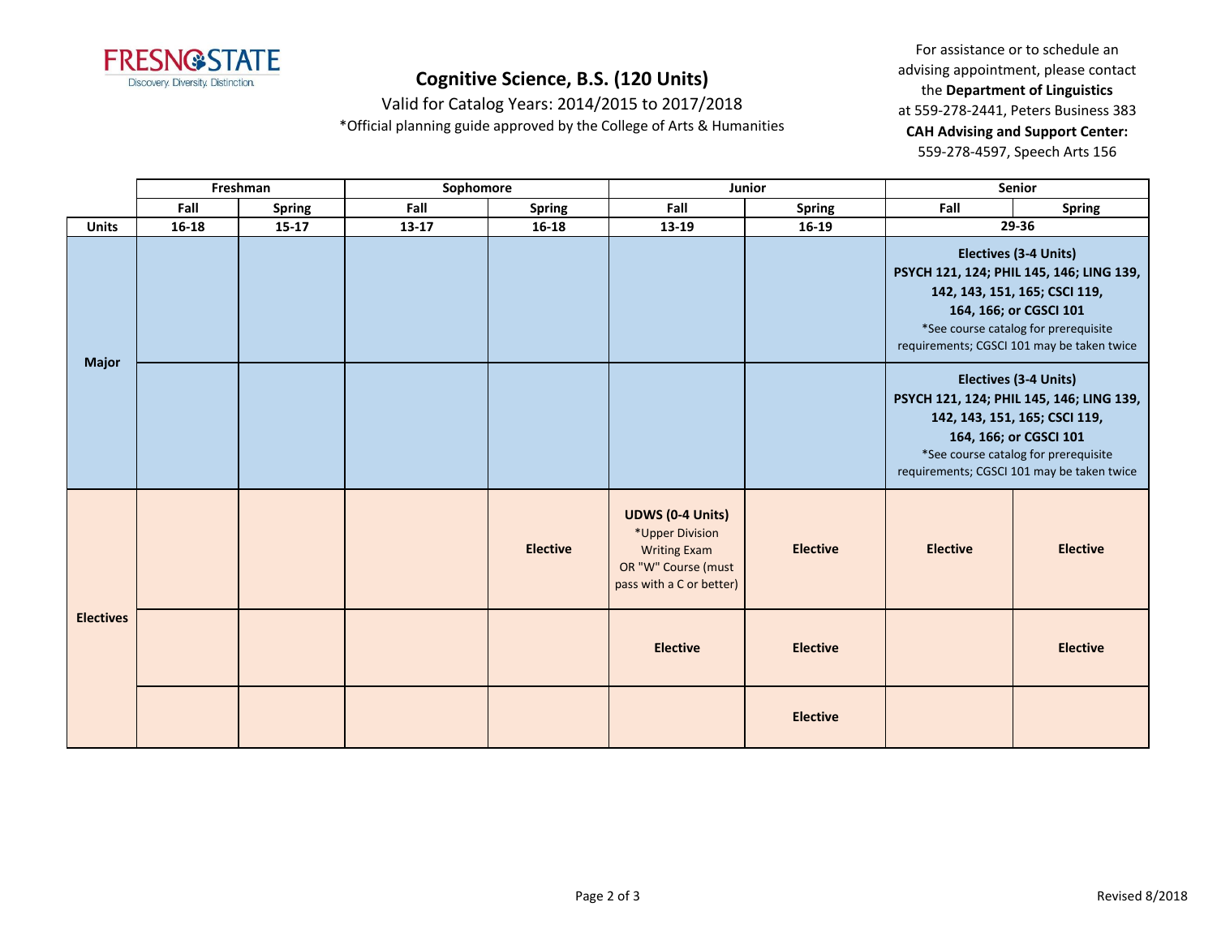# Cognitive Science, B.S. (120 Units)

Valid for Catalog Years: 2014/2015 to 2017/2018

*Official planning guide approved by the College of Arts & Humanities

For assistance or to schedule an advising appointment, please contact the **Department of Linguistics** at 559-278-2441, Peters Business 383

**CAH Advising and Support Center:** 559-278-4597, Speech Arts 156

| | Freshman | | Sophomore | | Junior | | Senior | |
|---|---|---|---|---|---|---|---|---|
| | **Fall** | **Spring** | **Fall** | **Spring** | **Fall** | **Spring** | **Fall** | **Spring** |
| **Units** | 16-18 | 15-17 | 13-17 | 16-18 | 13-19 | 16-19 | 29-36 | |
| **Major** | | | | | | | **Electives (3-4 Units)** PSYCH 121, 124; PHIL 145, 146; LING 139, 142, 143, 151, 165; CSCI 119, 164, 166; or CGSCI 101 *See course catalog for prerequisite requirements; CGSCI 101 may be taken twice | |
| | | | | | | | **Electives (3-4 Units)** PSYCH 121, 124; PHIL 145, 146; LING 139, 142, 143, 151, 165; CSCI 119, 164, 166; or CGSCI 101 *See course catalog for prerequisite requirements; CGSCI 101 may be taken twice | |
| **Electives** | | | | **Elective** | **UDWS (0-4 Units)** *Upper Division Writing Exam OR "W" Course (must pass with a C or better) | **Elective** | **Elective** | **Elective** |
| | | | | | **Elective** | **Elective** | | **Elective** |
| | | | | | | **Elective** | | |

Revised 8/2018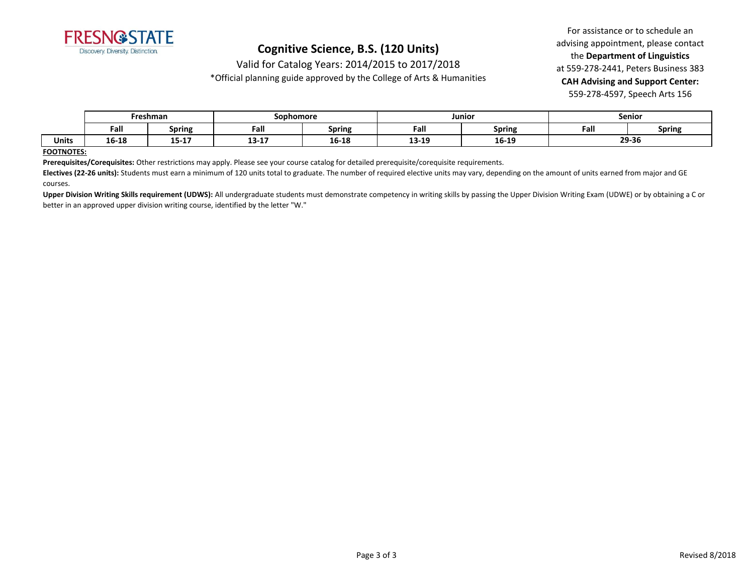# Cognitive Science, B.S. (120 Units)

Valid for Catalog Years: 2014/2015 to 2017/2018

*Official planning guide approved by the College of Arts & Humanities

For assistance or to schedule an advising appointment, please contact the **Department of Linguistics** at 559-278-2441, Peters Business 383

**CAH Advising and Support Center:** 559-278-4597, Speech Arts 156

| | Freshman | | Sophomore | | Junior | | Senior | |
|---|---|---|---|---|---|---|---|---|
| | **Fall** | **Spring** | **Fall** | **Spring** | **Fall** | **Spring** | **Fall** | **Spring** |
| **Units** | **16-18** | **15-17** | **13-17** | **16-18** | **13-19** | **16-19** | **29-36** | |

**FOOTNOTES:**

**Prerequisites/Corequisites:** Other restrictions may apply. Please see your course catalog for detailed prerequisite/corequisite requirements.

**Electives (22-26 units):** Students must earn a minimum of 120 units total to graduate. The number of required elective units may vary, depending on the amount of units earned from major and GE courses.

**Upper Division Writing Skills requirement (UDWS):** All undergraduate students must demonstrate competency in writing skills by passing the Upper Division Writing Exam (UDWE) or by obtaining a C or better in an approved upper division writing course, identified by the letter "W."

Revised 8/2018